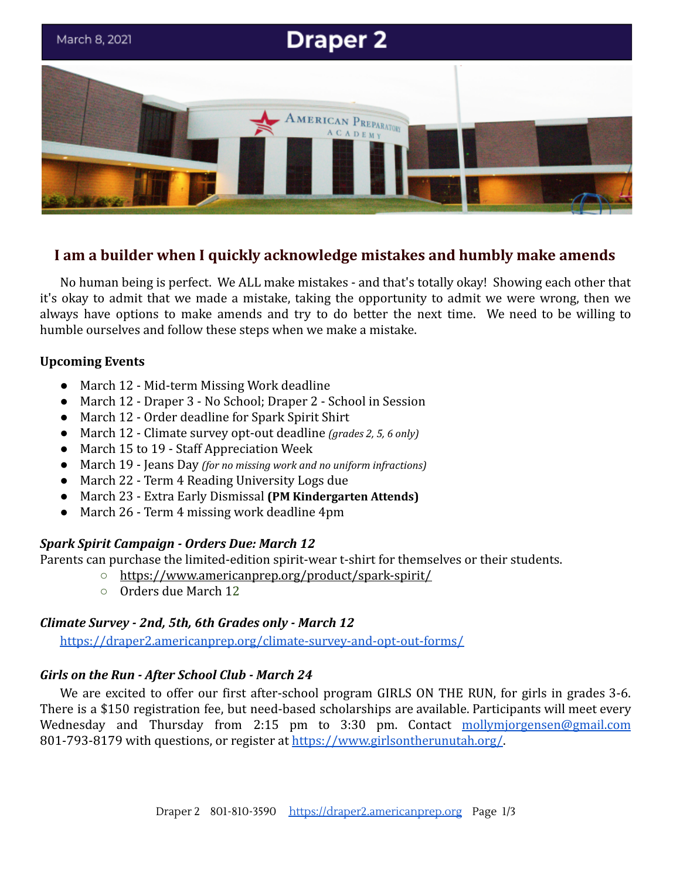March 8, 2021

# Draper 2

## I am a builder when I quickly acknowledge mistakes and humbly make amends

No human being is perfect. We ALL make mistakes - and that's totally okay! Showing each other that it's okay to admit that we made a mistake, taking the opportunity to admit we were wrong, then we always have options to make amends and try to do better the next time. We need to be willing to humble ourselves and follow these steps when we make a mistake.

**Upcoming Events**

- March 12 - Mid-term Missing Work deadline
- March 12 - Draper 3 - No School; Draper 2 - School in Session
- March 12 - Order deadline for Spark Spirit Shirt
- March 12 - Climate survey opt-out deadline *(grades 2, 5, 6 only)*
- March 15 to 19 - Staff Appreciation Week
- March 19 - Jeans Day *(for no missing work and no uniform infractions)*
- March 22 - Term 4 Reading University Logs due
- March 23 - Extra Early Dismissal **(PM Kindergarten Attends)**
- March 26 - Term 4 missing work deadline 4pm

***Spark Spirit Campaign - Orders Due: March 12***

Parents can purchase the limited-edition spirit-wear t-shirt for themselves or their students.

- https://www.americanprep.org/product/spark-spirit/
- Orders due March 12

***Climate Survey - 2nd, 5th, 6th Grades only - March 12***

https://draper2.americanprep.org/climate-survey-and-opt-out-forms/

***Girls on the Run - After School Club - March 24***

We are excited to offer our first after-school program GIRLS ON THE RUN, for girls in grades 3-6. There is a $150 registration fee, but need-based scholarships are available. Participants will meet every Wednesday and Thursday from 2:15 pm to 3:30 pm. Contact mollymjorgensen@gmail.com 801-793-8179 with questions, or register at https://www.girlsontherunutah.org/.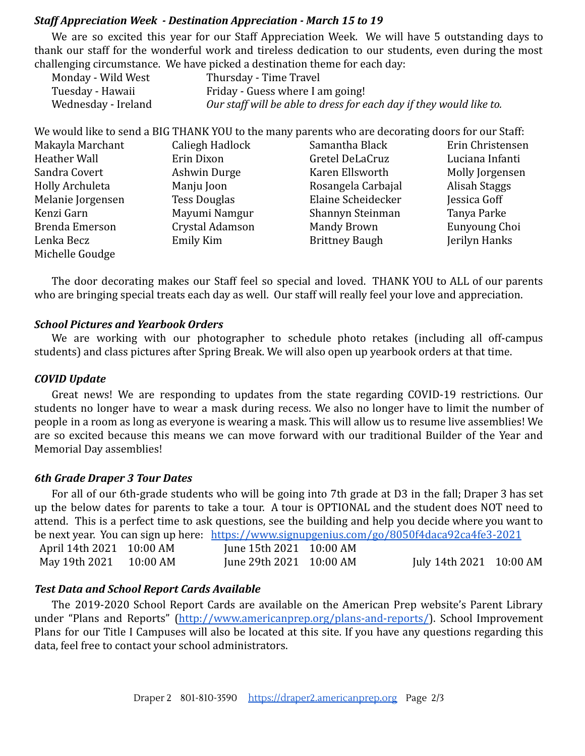### *Staff Appreciation Week - Destination Appreciation - March 15 to 19*

We are so excited this year for our Staff Appreciation Week. We will have 5 outstanding days to thank our staff for the wonderful work and tireless dedication to our students, even during the most challenging circumstance. We have picked a destination theme for each day:

- Monday - Wild West
- Tuesday - Hawaii
- Wednesday - Ireland
- Thursday - Time Travel
- Friday - Guess where I am going!

*Our staff will be able to dress for each day if they would like to.*

We would like to send a BIG THANK YOU to the many parents who are decorating doors for our Staff:

| | | | |
|---|---|---|---|
| Makayla Marchant | Caliegh Hadlock | Samantha Black | Erin Christensen |
| Heather Wall | Erin Dixon | Gretel DeLaCruz | Luciana Infanti |
| Sandra Covert | Ashwin Durge | Karen Ellsworth | Molly Jorgensen |
| Holly Archuleta | Manju Joon | Rosangela Carbajal | Alisah Staggs |
| Melanie Jorgensen | Tess Douglas | Elaine Scheidecker | Jessica Goff |
| Kenzi Garn | Mayumi Namgur | Shannyn Steinman | Tanya Parke |
| Brenda Emerson | Crystal Adamson | Mandy Brown | Eunyoung Choi |
| Lenka Becz | Emily Kim | Brittney Baugh | Jerilyn Hanks |
| Michelle Goudge | | | |

The door decorating makes our Staff feel so special and loved. THANK YOU to ALL of our parents who are bringing special treats each day as well. Our staff will really feel your love and appreciation.

### *School Pictures and Yearbook Orders*

We are working with our photographer to schedule photo retakes (including all off-campus students) and class pictures after Spring Break. We will also open up yearbook orders at that time.

### *COVID Update*

Great news! We are responding to updates from the state regarding COVID-19 restrictions. Our students no longer have to wear a mask during recess. We also no longer have to limit the number of people in a room as long as everyone is wearing a mask. This will allow us to resume live assemblies! We are so excited because this means we can move forward with our traditional Builder of the Year and Memorial Day assemblies!

### *6th Grade Draper 3 Tour Dates*

For all of our 6th-grade students who will be going into 7th grade at D3 in the fall; Draper 3 has set up the below dates for parents to take a tour. A tour is OPTIONAL and the student does NOT need to attend. This is a perfect time to ask questions, see the building and help you decide where you want to be next year. You can sign up here: https://www.signupgenius.com/go/8050f4daca92ca4fe3-2021

- April 14th 2021 10:00 AM
- May 19th 2021 10:00 AM
- June 15th 2021 10:00 AM
- June 29th 2021 10:00 AM
- July 14th 2021 10:00 AM

### *Test Data and School Report Cards Available*

The 2019-2020 School Report Cards are available on the American Prep website's Parent Library under "Plans and Reports" (http://www.americanprep.org/plans-and-reports/). School Improvement Plans for our Title I Campuses will also be located at this site. If you have any questions regarding this data, feel free to contact your school administrators.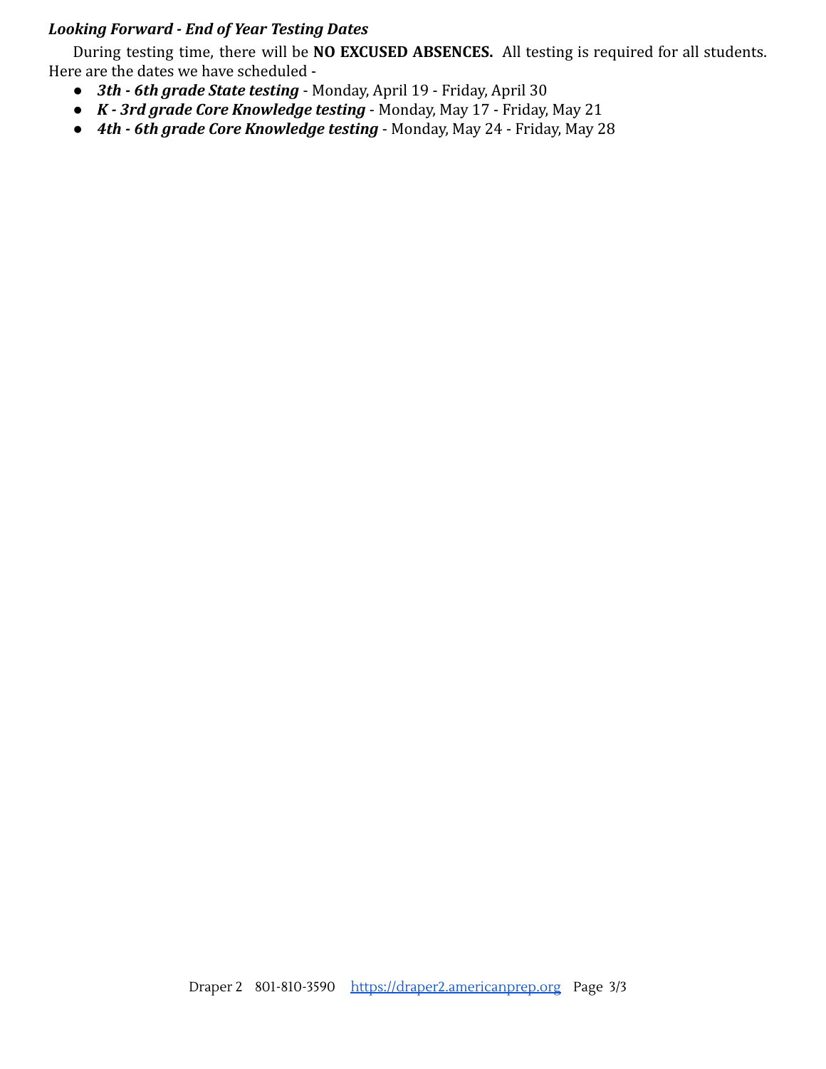***Looking Forward - End of Year Testing Dates***

During testing time, there will be **NO EXCUSED ABSENCES.** All testing is required for all students. Here are the dates we have scheduled -

- ***3th - 6th grade State testing*** - Monday, April 19 - Friday, April 30
- ***K - 3rd grade Core Knowledge testing*** - Monday, May 17 - Friday, May 21
- ***4th - 6th grade Core Knowledge testing*** - Monday, May 24 - Friday, May 28